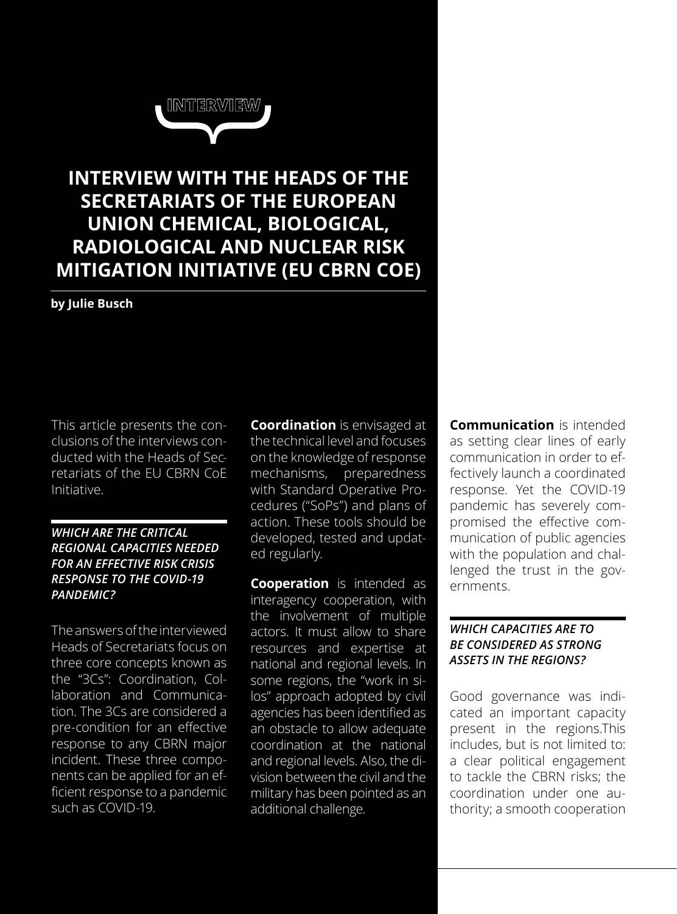INTERVIEW

# INTERVIEW WITH THE HEADS OF THE SECRETARIATS OF THE EUROPEAN UNION CHEMICAL, BIOLOGICAL, RADIOLOGICAL AND NUCLEAR RISK MITIGATION INITIATIVE (EU CBRN COE)

**by Julie Busch**

This article presents the conclusions of the interviews conducted with the Heads of Secretariats of the EU CBRN CoE Initiative.

### *WHICH ARE THE CRITICAL REGIONAL CAPACITIES NEEDED FOR AN EFFECTIVE RISK CRISIS RESPONSE TO THE COVID-19 PANDEMIC?*

The answers of the interviewed Heads of Secretariats focus on three core concepts known as the "3Cs": Coordination, Collaboration and Communication. The 3Cs are considered a pre-condition for an effective response to any CBRN major incident. These three components can be applied for an efficient response to a pandemic such as COVID-19.

**Coordination** is envisaged at the technical level and focuses on the knowledge of response mechanisms, preparedness with Standard Operative Procedures ("SoPs") and plans of action. These tools should be developed, tested and updated regularly.

**Cooperation** is intended as interagency cooperation, with the involvement of multiple actors. It must allow to share resources and expertise at national and regional levels. In some regions, the "work in silos" approach adopted by civil agencies has been identified as an obstacle to allow adequate coordination at the national and regional levels. Also, the division between the civil and the military has been pointed as an additional challenge.

**Communication** is intended as setting clear lines of early communication in order to effectively launch a coordinated response. Yet the COVID-19 pandemic has severely compromised the effective communication of public agencies with the population and challenged the trust in the governments.

### *WHICH CAPACITIES ARE TO BE CONSIDERED AS STRONG ASSETS IN THE REGIONS?*

Good governance was indicated an important capacity present in the regions.This includes, but is not limited to: a clear political engagement to tackle the CBRN risks; the coordination under one authority; a smooth cooperation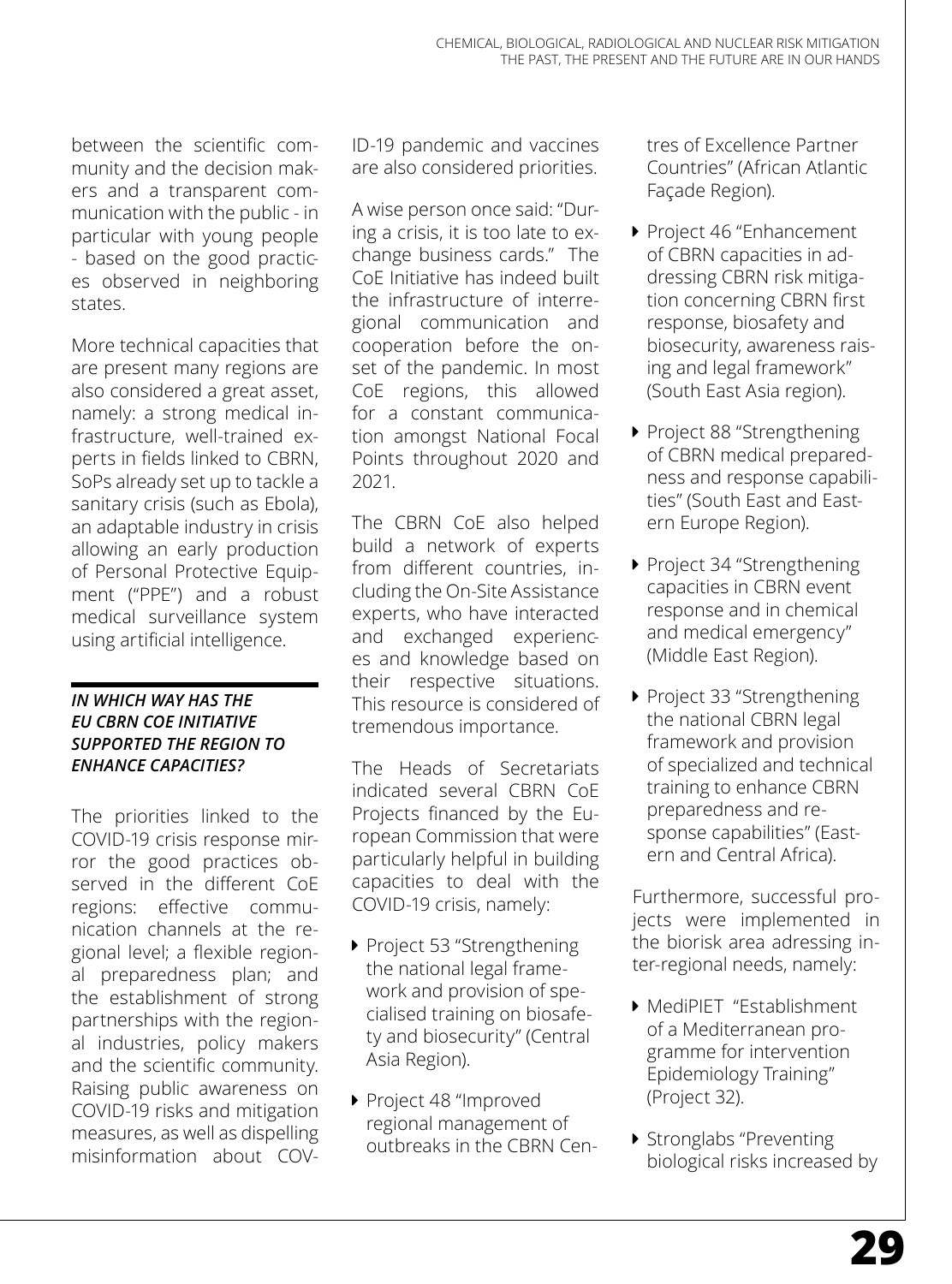between the scientific community and the decision makers and a transparent communication with the public - in particular with young people - based on the good practices observed in neighboring states.

More technical capacities that are present many regions are also considered a great asset, namely: a strong medical infrastructure, well-trained experts in fields linked to CBRN, SoPs already set up to tackle a sanitary crisis (such as Ebola), an adaptable industry in crisis allowing an early production of Personal Protective Equipment ("PPE") and a robust medical surveillance system using artificial intelligence.

### *IN WHICH WAY HAS THE EU CBRN COE INITIATIVE SUPPORTED THE REGION TO ENHANCE CAPACITIES?*

The priorities linked to the COVID-19 crisis response mirror the good practices observed in the different CoE regions: effective communication channels at the regional level; a flexible regional preparedness plan; and the establishment of strong partnerships with the regional industries, policy makers and the scientific community. Raising public awareness on COVID-19 risks and mitigation measures, as well as dispelling misinformation about COVID-19 pandemic and vaccines are also considered priorities.

A wise person once said: "During a crisis, it is too late to exchange business cards." The CoE Initiative has indeed built the infrastructure of interregional communication and cooperation before the onset of the pandemic. In most CoE regions, this allowed for a constant communication amongst National Focal Points throughout 2020 and 2021.

The CBRN CoE also helped build a network of experts from different countries, including the On-Site Assistance experts, who have interacted and exchanged experiences and knowledge based on their respective situations. This resource is considered of tremendous importance.

The Heads of Secretariats indicated several CBRN CoE Projects financed by the European Commission that were particularly helpful in building capacities to deal with the COVID-19 crisis, namely:

- Project 53 "Strengthening the national legal framework and provision of specialised training on biosafety and biosecurity" (Central Asia Region).
- Project 48 "Improved regional management of outbreaks in the CBRN Centres of Excellence Partner Countries" (African Atlantic Façade Region).
- Project 46 "Enhancement of CBRN capacities in addressing CBRN risk mitigation concerning CBRN first response, biosafety and biosecurity, awareness raising and legal framework" (South East Asia region).
- Project 88 "Strengthening of CBRN medical preparedness and response capabilities" (South East and Eastern Europe Region).
- Project 34 "Strengthening capacities in CBRN event response and in chemical and medical emergency" (Middle East Region).
- Project 33 "Strengthening the national CBRN legal framework and provision of specialized and technical training to enhance CBRN preparedness and response capabilities" (Eastern and Central Africa).

Furthermore, successful projects were implemented in the biorisk area adressing inter-regional needs, namely:

- MediPIET "Establishment of a Mediterranean programme for intervention Epidemiology Training" (Project 32).
- Stronglabs "Preventing biological risks increased by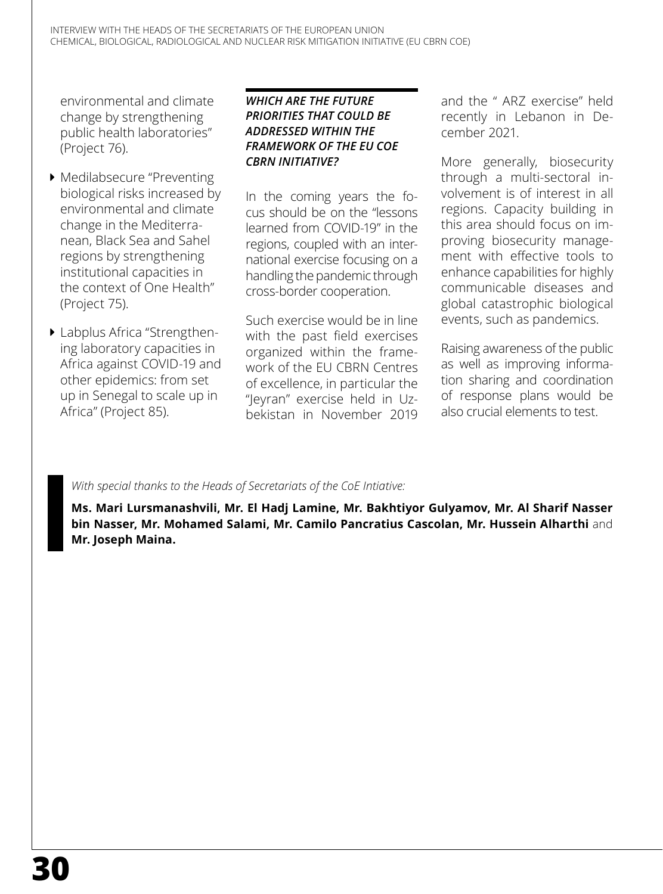environmental and climate change by strengthening public health laboratories" (Project 76).

- Medilabsecure "Preventing biological risks increased by environmental and climate change in the Mediterranean, Black Sea and Sahel regions by strengthening institutional capacities in the context of One Health" (Project 75).
- Labplus Africa "Strengthening laboratory capacities in Africa against COVID-19 and other epidemics: from set up in Senegal to scale up in Africa" (Project 85).

### *WHICH ARE THE FUTURE PRIORITIES THAT COULD BE ADDRESSED WITHIN THE FRAMEWORK OF THE EU COE CBRN INITIATIVE?*

In the coming years the focus should be on the "lessons learned from COVID-19" in the regions, coupled with an international exercise focusing on a handling the pandemic through cross-border cooperation.

Such exercise would be in line with the past field exercises organized within the framework of the EU CBRN Centres of excellence, in particular the "Jeyran" exercise held in Uzbekistan in November 2019 and the " ARZ exercise" held recently in Lebanon in December 2021.

More generally, biosecurity through a multi-sectoral involvement is of interest in all regions. Capacity building in this area should focus on improving biosecurity management with effective tools to enhance capabilities for highly communicable diseases and global catastrophic biological events, such as pandemics.

Raising awareness of the public as well as improving information sharing and coordination of response plans would be also crucial elements to test.

*With special thanks to the Heads of Secretariats of the CoE Intiative:*

**Ms. Mari Lursmanashvili, Mr. El Hadj Lamine, Mr. Bakhtiyor Gulyamov, Mr. Al Sharif Nasser bin Nasser, Mr. Mohamed Salami, Mr. Camilo Pancratius Cascolan, Mr. Hussein Alharthi** and **Mr. Joseph Maina.**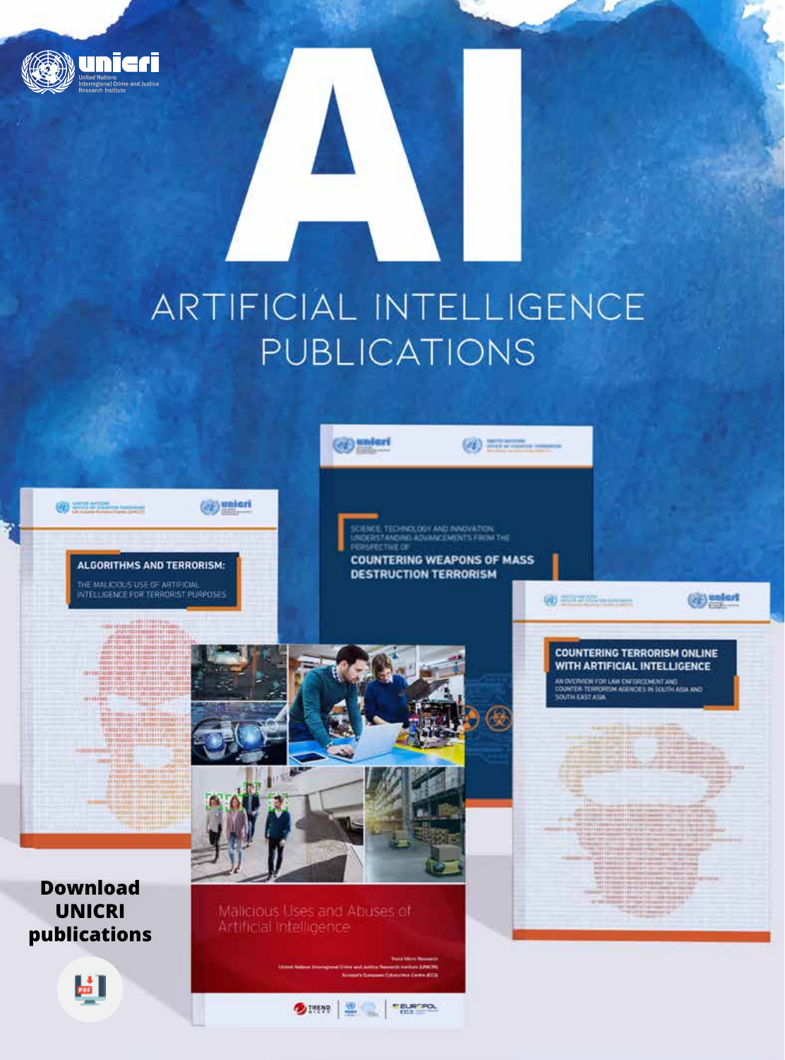unicri

United Nations Interregional Crime and Justice Research Institute

# AI

## ARTIFICIAL INTELLIGENCE PUBLICATIONS

**ALGORITHMS AND TERRORISM:**

THE MALICIOUS USE OF ARTIFICIAL INTELLIGENCE FOR TERRORIST PURPOSES

SCIENCE, TECHNOLOGY AND INNOVATION: UNDERSTANDING ADVANCEMENTS FROM THE PERSPECTIVE OF

**COUNTERING WEAPONS OF MASS DESTRUCTION TERRORISM**

**COUNTERING TERRORISM ONLINE WITH ARTIFICIAL INTELLIGENCE**

AN OVERVIEW FOR LAW ENFORCEMENT AND COUNTER-TERRORISM AGENCIES IN SOUTH ASIA AND SOUTH-EAST ASIA

Malicious Uses and Abuses of Artificial Intelligence

Trend Micro Research

United Nations Interregional Crime and Justice Research Institute (UNICRI)

Europol's European Cybercrime Centre (EC3)

**Download UNICRI publications**